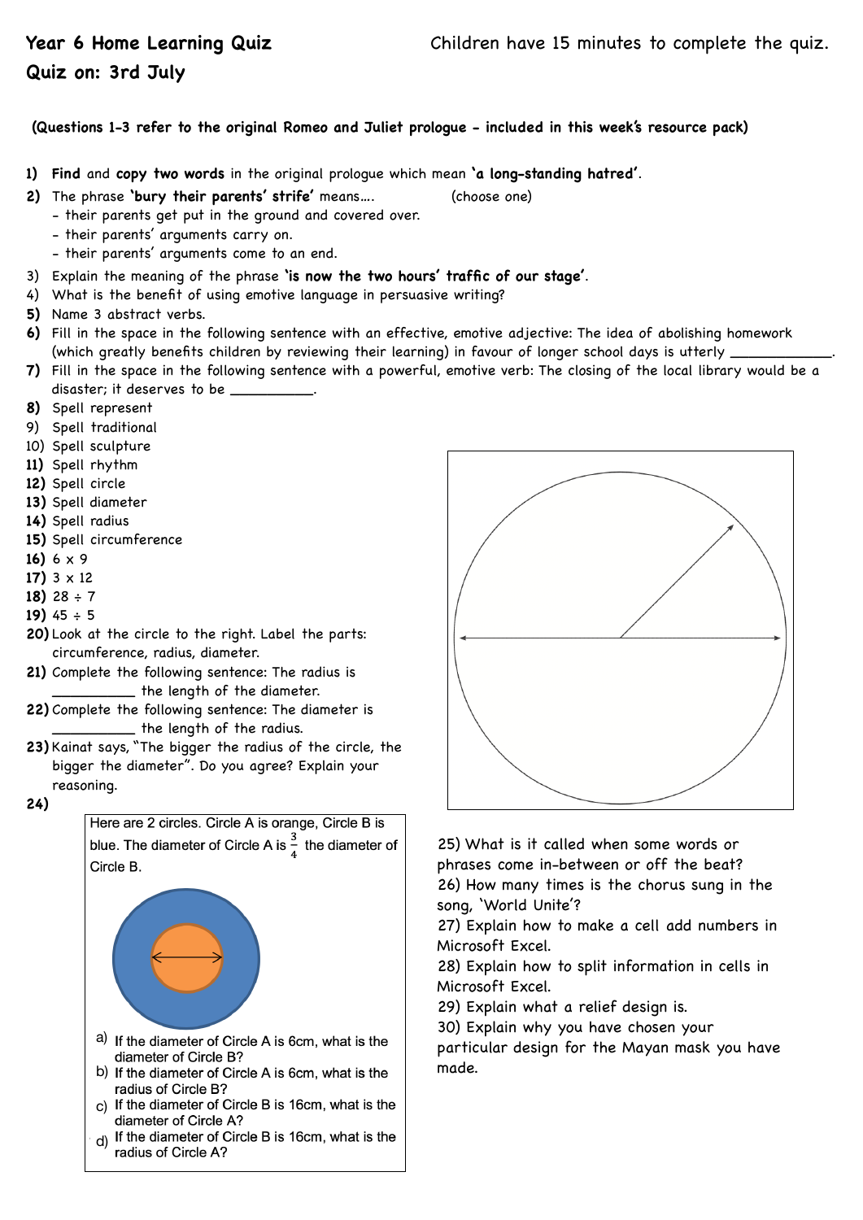**Year 6 Home Learning Quiz** Children have 15 minutes to complete the quiz.

**Quiz on: 3rd July**

**(Questions 1-3 refer to the original Romeo and Juliet prologue - included in this week's resource pack)**

1) **Find** and **copy two words** in the original prologue which mean **'a long-standing hatred'**.
2) The phrase **'bury their parents' strife'** means…. (choose one)
   - their parents get put in the ground and covered over.
   - their parents' arguments carry on.
   - their parents' arguments come to an end.
3) Explain the meaning of the phrase **'is now the two hours' traffic of our stage'**.
4) What is the benefit of using emotive language in persuasive writing?
5) Name 3 abstract verbs.
6) Fill in the space in the following sentence with an effective, emotive adjective: The idea of abolishing homework (which greatly benefits children by reviewing their learning) in favour of longer school days is utterly ___________.
7) Fill in the space in the following sentence with a powerful, emotive verb: The closing of the local library would be a disaster; it deserves to be __________.
8) Spell represent
9) Spell traditional
10) Spell sculpture
11) Spell rhythm
12) Spell circle
13) Spell diameter
14) Spell radius
15) Spell circumference
16) $6 \times 9$
17) $3 \times 12$
18) $28 \div 7$
19) $45 \div 5$
20) Look at the circle to the right. Label the parts: circumference, radius, diameter.
21) Complete the following sentence: The radius is __________ the length of the diameter.
22) Complete the following sentence: The diameter is __________ the length of the radius.
23) Kainat says, "The bigger the radius of the circle, the bigger the diameter". Do you agree? Explain your reasoning.
24) Here are 2 circles. Circle A is orange, Circle B is blue. The diameter of Circle A is $\frac{3}{4}$ the diameter of Circle B.
   a) If the diameter of Circle A is 6cm, what is the diameter of Circle B?
   b) If the diameter of Circle A is 6cm, what is the radius of Circle B?
   c) If the diameter of Circle B is 16cm, what is the diameter of Circle A?
   d) If the diameter of Circle B is 16cm, what is the radius of Circle A?
25) What is it called when some words or phrases come in-between or off the beat?
26) How many times is the chorus sung in the song, 'World Unite'?
27) Explain how to make a cell add numbers in Microsoft Excel.
28) Explain how to split information in cells in Microsoft Excel.
29) Explain what a relief design is.
30) Explain why you have chosen your particular design for the Mayan mask you have made.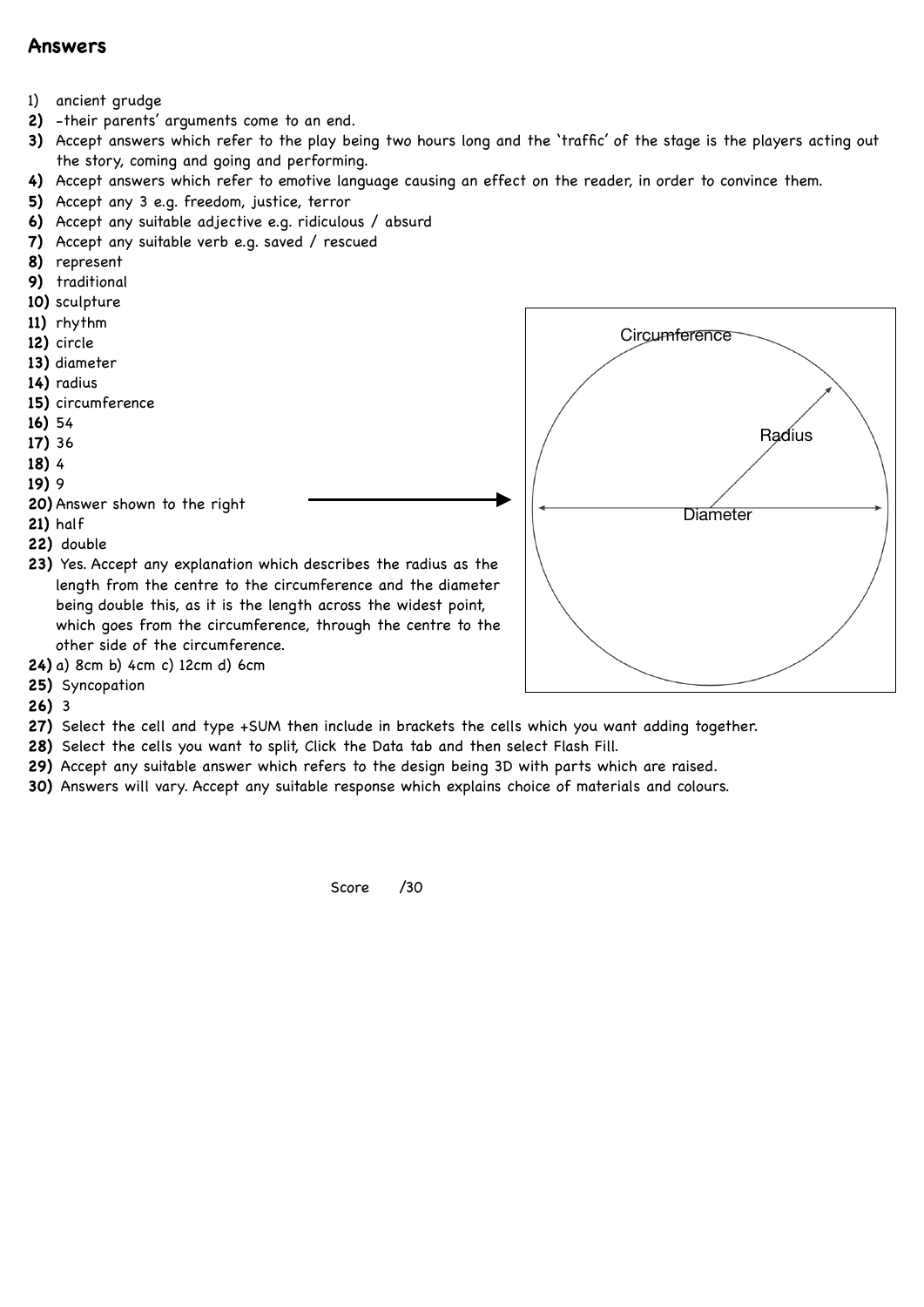## Answers

1) ancient grudge
2) -their parents' arguments come to an end.
3) Accept answers which refer to the play being two hours long and the 'traffic' of the stage is the players acting out the story, coming and going and performing.
4) Accept answers which refer to emotive language causing an effect on the reader, in order to convince them.
5) Accept any 3 e.g. freedom, justice, terror
6) Accept any suitable adjective e.g. ridiculous / absurd
7) Accept any suitable verb e.g. saved / rescued
8) represent
9) traditional
10) sculpture
11) rhythm
12) circle
13) diameter
14) radius
15) circumference
16) 54
17) 36
18) 4
19) 9
20) Answer shown to the right
21) half
22) double
23) Yes. Accept any explanation which describes the radius as the length from the centre to the circumference and the diameter being double this, as it is the length across the widest point, which goes from the circumference, through the centre to the other side of the circumference.
24) a) 8cm b) 4cm c) 12cm d) 6cm
25) Syncopation
26) 3
27) Select the cell and type +SUM then include in brackets the cells which you want adding together.
28) Select the cells you want to split, Click the Data tab and then select Flash Fill.
29) Accept any suitable answer which refers to the design being 3D with parts which are raised.
30) Answers will vary. Accept any suitable response which explains choice of materials and colours.

Circumference

Radius

Diameter

Score /30